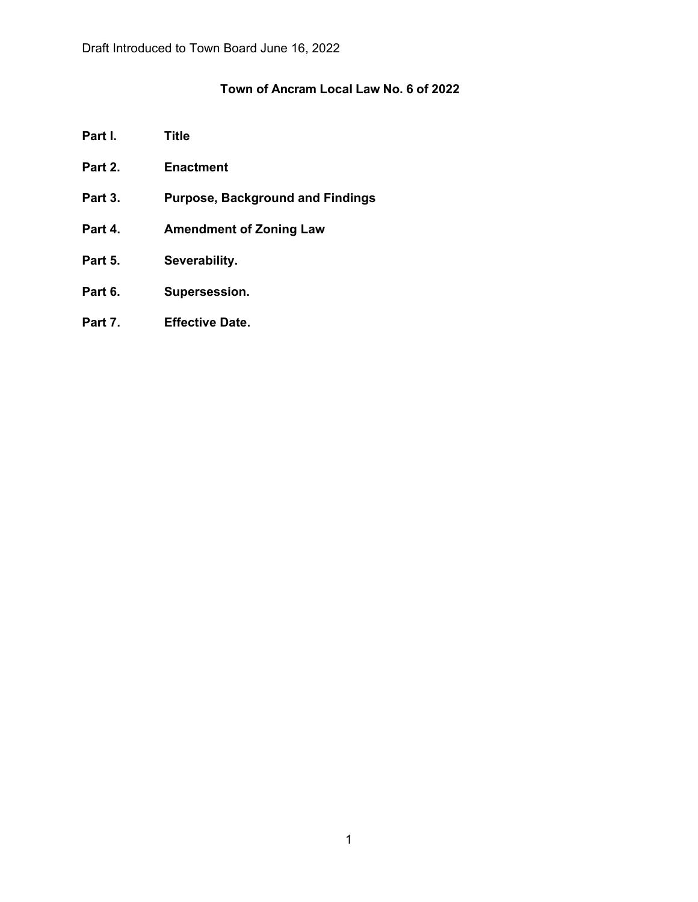Draft Introduced to Town Board June 16, 2022

# Town of Ancram Local Law No. 6 of 2022

**Part I.** **Title**

**Part 2.** **Enactment**

**Part 3.** **Purpose, Background and Findings**

**Part 4.** **Amendment of Zoning Law**

**Part 5.** **Severability.**

**Part 6.** **Supersession.**

**Part 7.** **Effective Date.**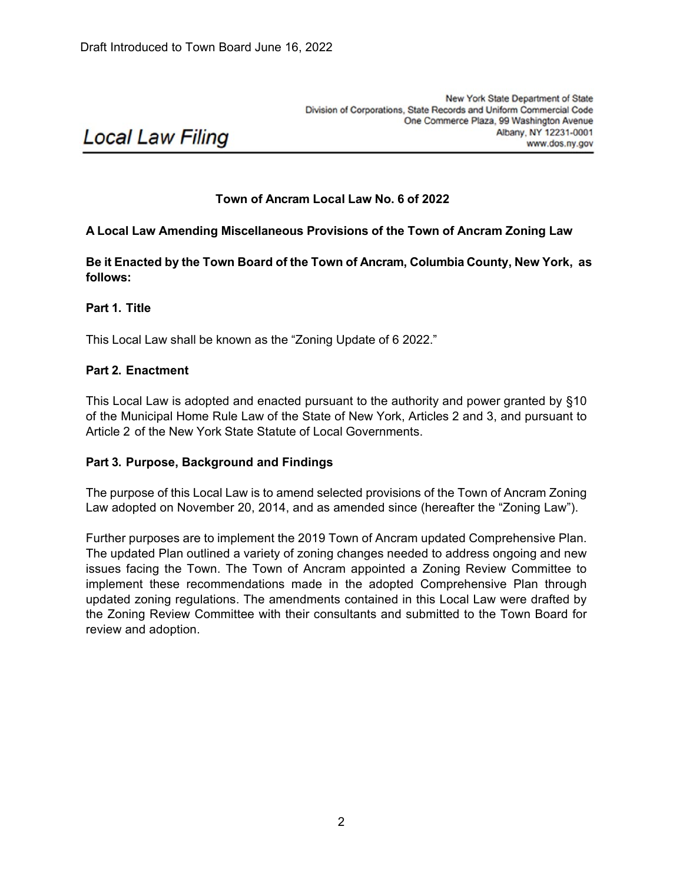Draft Introduced to Town Board June 16, 2022

# Local Law Filing

New York State Department of State
Division of Corporations, State Records and Uniform Commercial Code
One Commerce Plaza, 99 Washington Avenue
Albany, NY 12231-0001
www.dos.ny.gov

**Town of Ancram Local Law No. 6 of 2022**

**A Local Law Amending Miscellaneous Provisions of the Town of Ancram Zoning Law**

**Be it Enacted by the Town Board of the Town of Ancram, Columbia County, New York, as follows:**

### Part 1. Title

This Local Law shall be known as the "Zoning Update of 6 2022."

### Part 2. Enactment

This Local Law is adopted and enacted pursuant to the authority and power granted by §10 of the Municipal Home Rule Law of the State of New York, Articles 2 and 3, and pursuant to Article 2 of the New York State Statute of Local Governments.

### Part 3. Purpose, Background and Findings

The purpose of this Local Law is to amend selected provisions of the Town of Ancram Zoning Law adopted on November 20, 2014, and as amended since (hereafter the "Zoning Law").

Further purposes are to implement the 2019 Town of Ancram updated Comprehensive Plan. The updated Plan outlined a variety of zoning changes needed to address ongoing and new issues facing the Town. The Town of Ancram appointed a Zoning Review Committee to implement these recommendations made in the adopted Comprehensive Plan through updated zoning regulations. The amendments contained in this Local Law were drafted by the Zoning Review Committee with their consultants and submitted to the Town Board for review and adoption.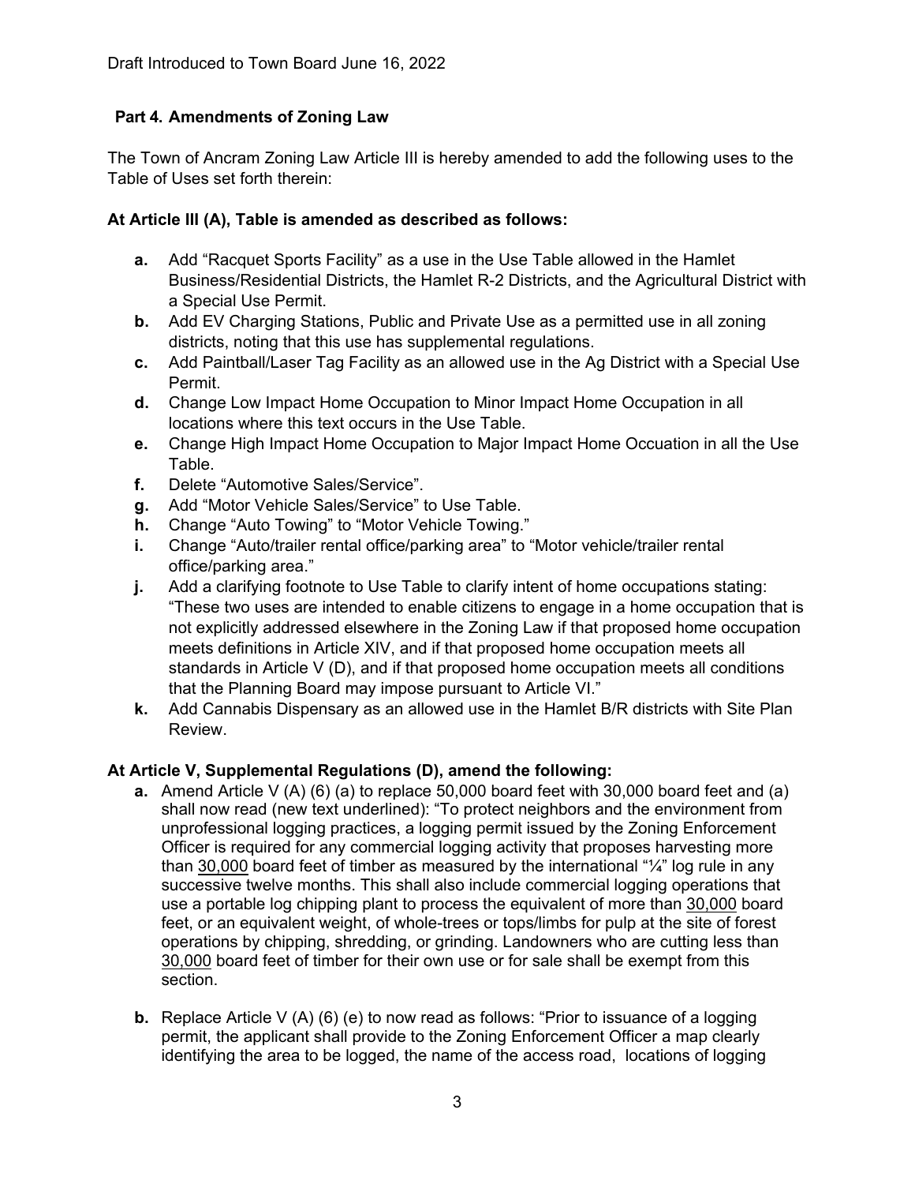Draft Introduced to Town Board June 16, 2022

## Part 4. Amendments of Zoning Law

The Town of Ancram Zoning Law Article III is hereby amended to add the following uses to the Table of Uses set forth therein:

**At Article III (A), Table is amended as described as follows:**

- **a.** Add "Racquet Sports Facility" as a use in the Use Table allowed in the Hamlet Business/Residential Districts, the Hamlet R-2 Districts, and the Agricultural District with a Special Use Permit.
- **b.** Add EV Charging Stations, Public and Private Use as a permitted use in all zoning districts, noting that this use has supplemental regulations.
- **c.** Add Paintball/Laser Tag Facility as an allowed use in the Ag District with a Special Use Permit.
- **d.** Change Low Impact Home Occupation to Minor Impact Home Occupation in all locations where this text occurs in the Use Table.
- **e.** Change High Impact Home Occupation to Major Impact Home Occuation in all the Use Table.
- **f.** Delete "Automotive Sales/Service".
- **g.** Add "Motor Vehicle Sales/Service" to Use Table.
- **h.** Change "Auto Towing" to "Motor Vehicle Towing."
- **i.** Change "Auto/trailer rental office/parking area" to "Motor vehicle/trailer rental office/parking area."
- **j.** Add a clarifying footnote to Use Table to clarify intent of home occupations stating: "These two uses are intended to enable citizens to engage in a home occupation that is not explicitly addressed elsewhere in the Zoning Law if that proposed home occupation meets definitions in Article XIV, and if that proposed home occupation meets all standards in Article V (D), and if that proposed home occupation meets all conditions that the Planning Board may impose pursuant to Article VI."
- **k.** Add Cannabis Dispensary as an allowed use in the Hamlet B/R districts with Site Plan Review.

**At Article V, Supplemental Regulations (D), amend the following:**

- **a.** Amend Article V (A) (6) (a) to replace 50,000 board feet with 30,000 board feet and (a) shall now read (new text underlined): "To protect neighbors and the environment from unprofessional logging practices, a logging permit issued by the Zoning Enforcement Officer is required for any commercial logging activity that proposes harvesting more than <u>30,000</u> board feet of timber as measured by the international "¼" log rule in any successive twelve months. This shall also include commercial logging operations that use a portable log chipping plant to process the equivalent of more than <u>30,000</u> board feet, or an equivalent weight, of whole-trees or tops/limbs for pulp at the site of forest operations by chipping, shredding, or grinding. Landowners who are cutting less than <u>30,000</u> board feet of timber for their own use or for sale shall be exempt from this section.

- **b.** Replace Article V (A) (6) (e) to now read as follows: "Prior to issuance of a logging permit, the applicant shall provide to the Zoning Enforcement Officer a map clearly identifying the area to be logged, the name of the access road, locations of logging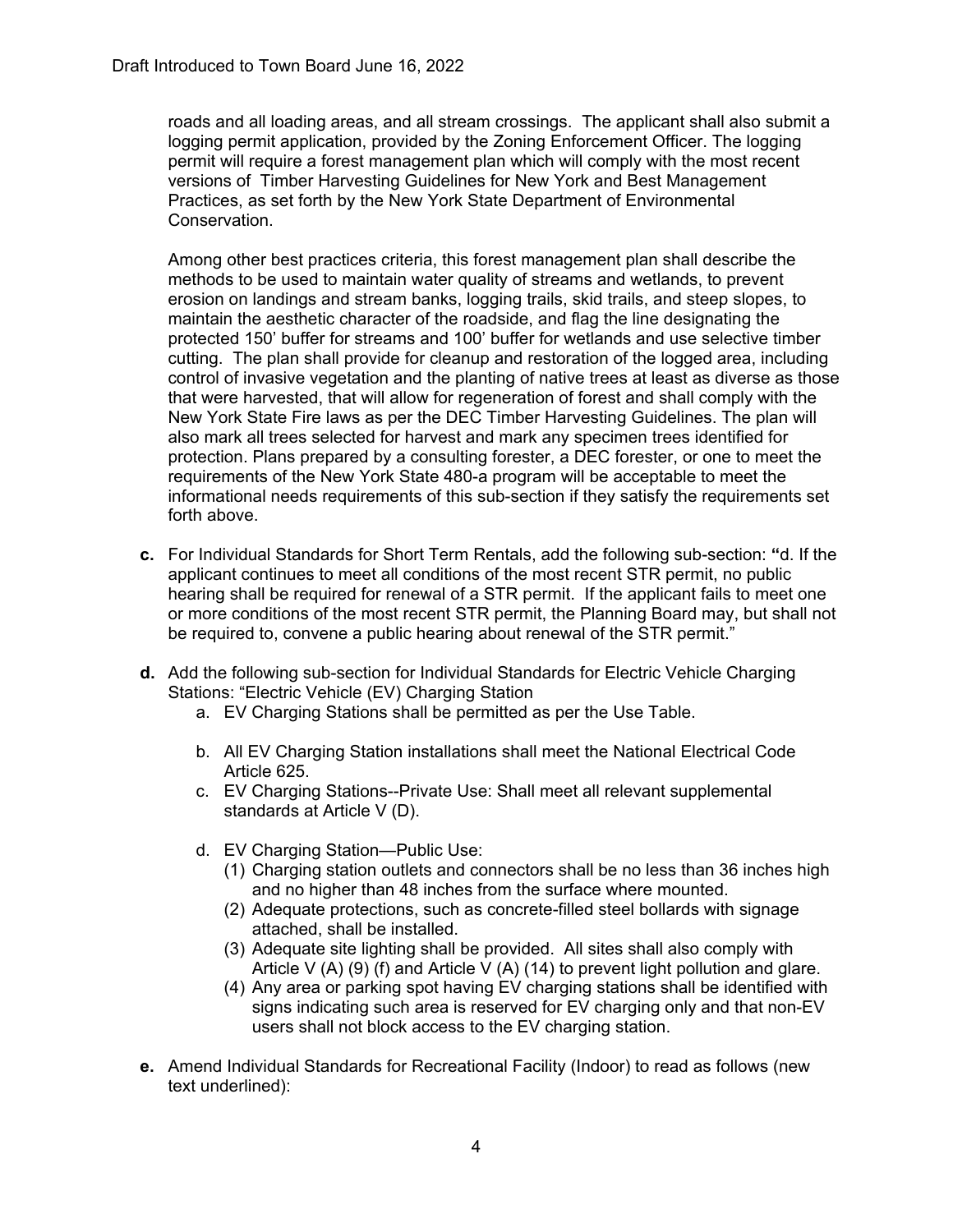roads and all loading areas, and all stream crossings. The applicant shall also submit a logging permit application, provided by the Zoning Enforcement Officer. The logging permit will require a forest management plan which will comply with the most recent versions of Timber Harvesting Guidelines for New York and Best Management Practices, as set forth by the New York State Department of Environmental Conservation.

Among other best practices criteria, this forest management plan shall describe the methods to be used to maintain water quality of streams and wetlands, to prevent erosion on landings and stream banks, logging trails, skid trails, and steep slopes, to maintain the aesthetic character of the roadside, and flag the line designating the protected 150' buffer for streams and 100' buffer for wetlands and use selective timber cutting. The plan shall provide for cleanup and restoration of the logged area, including control of invasive vegetation and the planting of native trees at least as diverse as those that were harvested, that will allow for regeneration of forest and shall comply with the New York State Fire laws as per the DEC Timber Harvesting Guidelines. The plan will also mark all trees selected for harvest and mark any specimen trees identified for protection. Plans prepared by a consulting forester, a DEC forester, or one to meet the requirements of the New York State 480-a program will be acceptable to meet the informational needs requirements of this sub-section if they satisfy the requirements set forth above.

**c.** For Individual Standards for Short Term Rentals, add the following sub-section: **"**d. If the applicant continues to meet all conditions of the most recent STR permit, no public hearing shall be required for renewal of a STR permit. If the applicant fails to meet one or more conditions of the most recent STR permit, the Planning Board may, but shall not be required to, convene a public hearing about renewal of the STR permit."

**d.** Add the following sub-section for Individual Standards for Electric Vehicle Charging Stations: "Electric Vehicle (EV) Charging Station

a. EV Charging Stations shall be permitted as per the Use Table.

b. All EV Charging Station installations shall meet the National Electrical Code Article 625.

c. EV Charging Stations--Private Use: Shall meet all relevant supplemental standards at Article V (D).

d. EV Charging Station—Public Use:

(1) Charging station outlets and connectors shall be no less than 36 inches high and no higher than 48 inches from the surface where mounted.

(2) Adequate protections, such as concrete-filled steel bollards with signage attached, shall be installed.

(3) Adequate site lighting shall be provided. All sites shall also comply with Article V (A) (9) (f) and Article V (A) (14) to prevent light pollution and glare.

(4) Any area or parking spot having EV charging stations shall be identified with signs indicating such area is reserved for EV charging only and that non-EV users shall not block access to the EV charging station.

**e.** Amend Individual Standards for Recreational Facility (Indoor) to read as follows (new text underlined):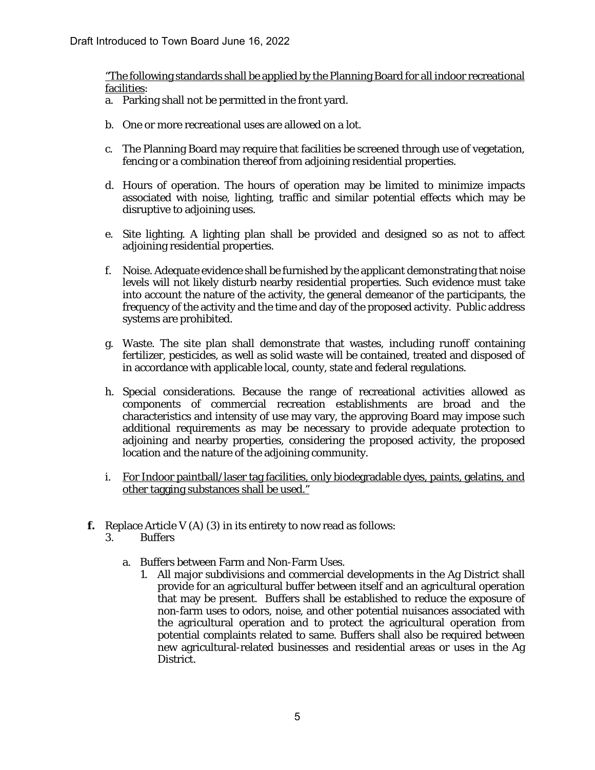<u>"The following standards shall be applied by the Planning Board for all indoor recreational facilities</u>:

a. Parking shall not be permitted in the front yard.

b. One or more recreational uses are allowed on a lot.

c. The Planning Board may require that facilities be screened through use of vegetation, fencing or a combination thereof from adjoining residential properties.

d. Hours of operation. The hours of operation may be limited to minimize impacts associated with noise, lighting, traffic and similar potential effects which may be disruptive to adjoining uses.

e. Site lighting. A lighting plan shall be provided and designed so as not to affect adjoining residential properties.

f. Noise. Adequate evidence shall be furnished by the applicant demonstrating that noise levels will not likely disturb nearby residential properties. Such evidence must take into account the nature of the activity, the general demeanor of the participants, the frequency of the activity and the time and day of the proposed activity. Public address systems are prohibited.

g. Waste. The site plan shall demonstrate that wastes, including runoff containing fertilizer, pesticides, as well as solid waste will be contained, treated and disposed of in accordance with applicable local, county, state and federal regulations.

h. Special considerations. Because the range of recreational activities allowed as components of commercial recreation establishments are broad and the characteristics and intensity of use may vary, the approving Board may impose such additional requirements as may be necessary to provide adequate protection to adjoining and nearby properties, considering the proposed activity, the proposed location and the nature of the adjoining community.

i. <u>For Indoor paintball/laser tag facilities, only biodegradable dyes, paints, gelatins, and other tagging substances shall be used."</u>

**f.** Replace Article V (A) (3) in its entirety to now read as follows:

3. Buffers

a. Buffers between Farm and Non-Farm Uses.

1. All major subdivisions and commercial developments in the Ag District shall provide for an agricultural buffer between itself and an agricultural operation that may be present. Buffers shall be established to reduce the exposure of non-farm uses to odors, noise, and other potential nuisances associated with the agricultural operation and to protect the agricultural operation from potential complaints related to same. Buffers shall also be required between new agricultural-related businesses and residential areas or uses in the Ag District.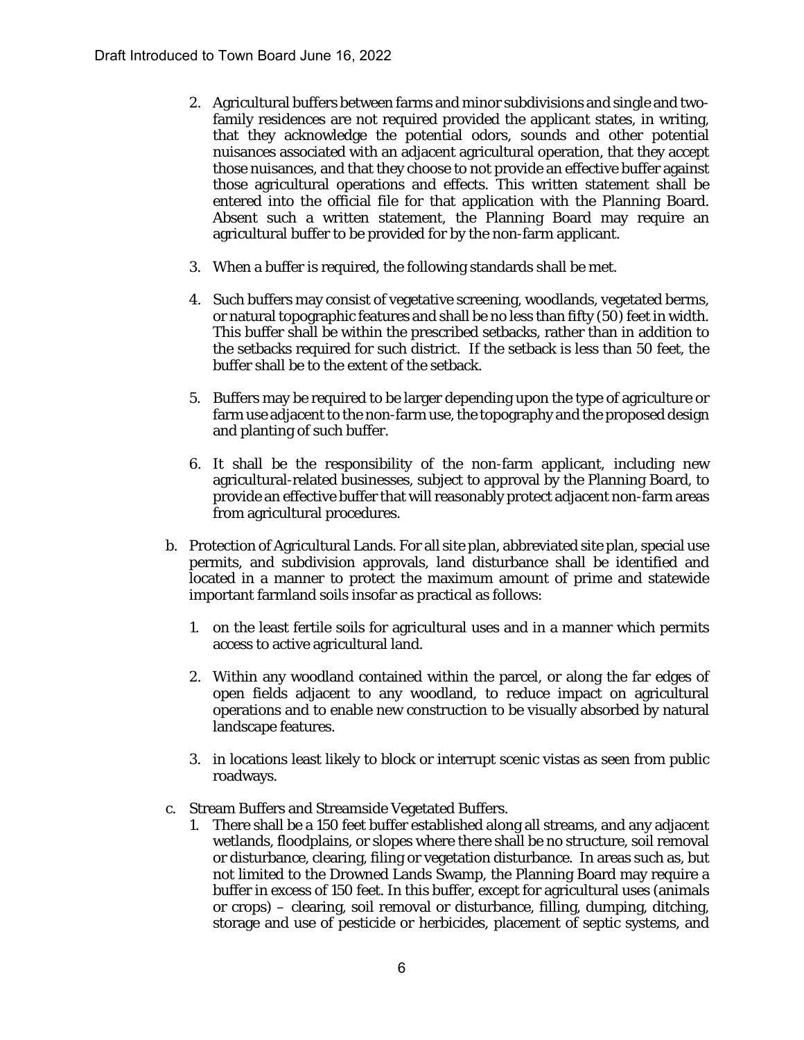2. Agricultural buffers between farms and minor subdivisions and single and two-family residences are not required provided the applicant states, in writing, that they acknowledge the potential odors, sounds and other potential nuisances associated with an adjacent agricultural operation, that they accept those nuisances, and that they choose to not provide an effective buffer against those agricultural operations and effects. This written statement shall be entered into the official file for that application with the Planning Board. Absent such a written statement, the Planning Board may require an agricultural buffer to be provided for by the non-farm applicant.

3. When a buffer is required, the following standards shall be met.

4. Such buffers may consist of vegetative screening, woodlands, vegetated berms, or natural topographic features and shall be no less than fifty (50) feet in width. This buffer shall be within the prescribed setbacks, rather than in addition to the setbacks required for such district. If the setback is less than 50 feet, the buffer shall be to the extent of the setback.

5. Buffers may be required to be larger depending upon the type of agriculture or farm use adjacent to the non-farm use, the topography and the proposed design and planting of such buffer.

6. It shall be the responsibility of the non-farm applicant, including new agricultural-related businesses, subject to approval by the Planning Board, to provide an effective buffer that will reasonably protect adjacent non-farm areas from agricultural procedures.

b. Protection of Agricultural Lands. For all site plan, abbreviated site plan, special use permits, and subdivision approvals, land disturbance shall be identified and located in a manner to protect the maximum amount of prime and statewide important farmland soils insofar as practical as follows:

   1. on the least fertile soils for agricultural uses and in a manner which permits access to active agricultural land.

   2. Within any woodland contained within the parcel, or along the far edges of open fields adjacent to any woodland, to reduce impact on agricultural operations and to enable new construction to be visually absorbed by natural landscape features.

   3. in locations least likely to block or interrupt scenic vistas as seen from public roadways.

c. Stream Buffers and Streamside Vegetated Buffers.

   1. There shall be a 150 feet buffer established along all streams, and any adjacent wetlands, floodplains, or slopes where there shall be no structure, soil removal or disturbance, clearing, filing or vegetation disturbance. In areas such as, but not limited to the Drowned Lands Swamp, the Planning Board may require a buffer in excess of 150 feet. In this buffer, except for agricultural uses (animals or crops) – clearing, soil removal or disturbance, filling, dumping, ditching, storage and use of pesticide or herbicides, placement of septic systems, and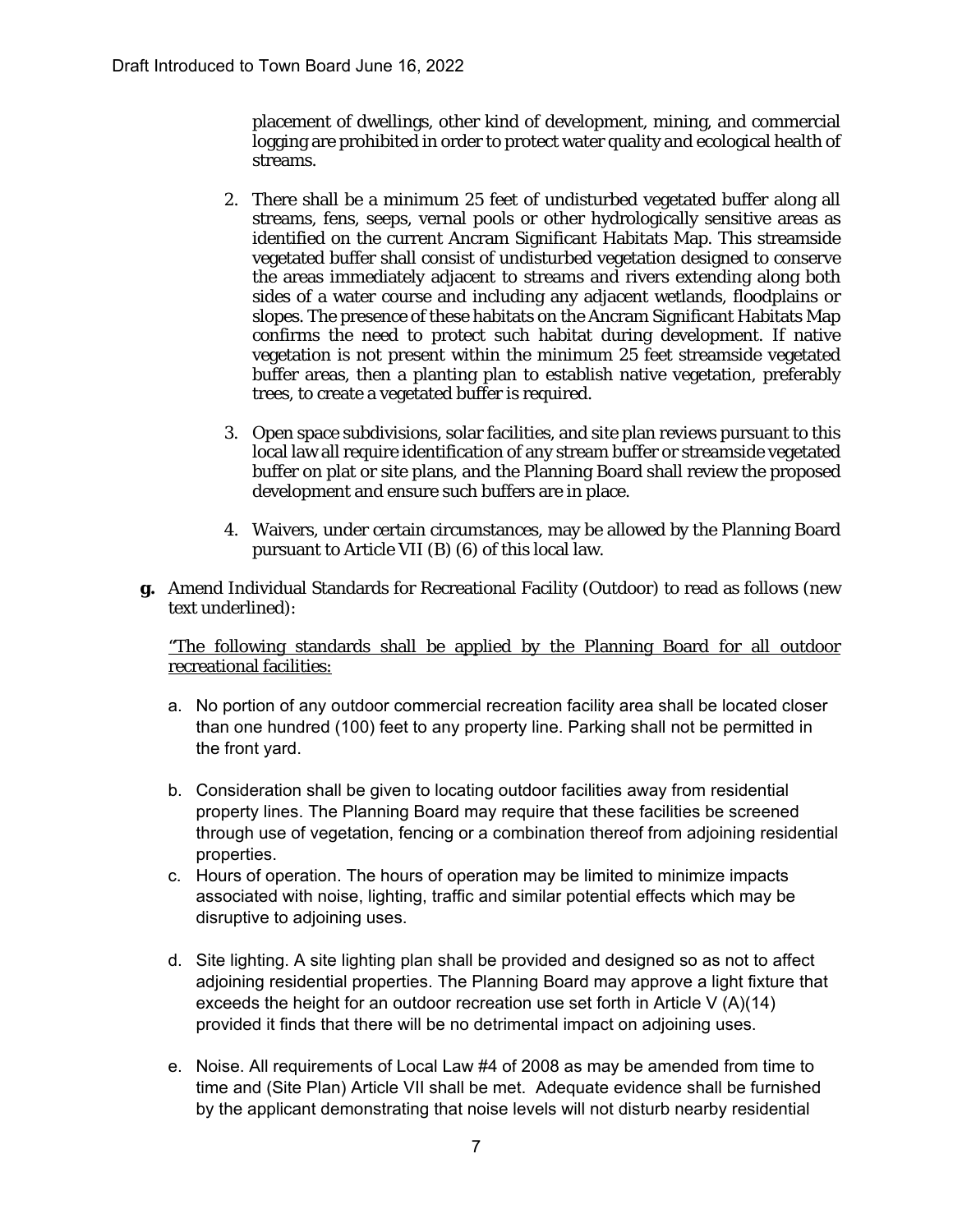placement of dwellings, other kind of development, mining, and commercial logging are prohibited in order to protect water quality and ecological health of streams.

2. There shall be a minimum 25 feet of undisturbed vegetated buffer along all streams, fens, seeps, vernal pools or other hydrologically sensitive areas as identified on the current Ancram Significant Habitats Map. This streamside vegetated buffer shall consist of undisturbed vegetation designed to conserve the areas immediately adjacent to streams and rivers extending along both sides of a water course and including any adjacent wetlands, floodplains or slopes. The presence of these habitats on the Ancram Significant Habitats Map confirms the need to protect such habitat during development. If native vegetation is not present within the minimum 25 feet streamside vegetated buffer areas, then a planting plan to establish native vegetation, preferably trees, to create a vegetated buffer is required.

3. Open space subdivisions, solar facilities, and site plan reviews pursuant to this local law all require identification of any stream buffer or streamside vegetated buffer on plat or site plans, and the Planning Board shall review the proposed development and ensure such buffers are in place.

4. Waivers, under certain circumstances, may be allowed by the Planning Board pursuant to Article VII (B) (6) of this local law.

**g.** Amend Individual Standards for Recreational Facility (Outdoor) to read as follows (new text underlined):

<u>"The following standards shall be applied by the Planning Board for all outdoor recreational facilities:</u>

a. No portion of any outdoor commercial recreation facility area shall be located closer than one hundred (100) feet to any property line. Parking shall not be permitted in the front yard.

b. Consideration shall be given to locating outdoor facilities away from residential property lines. The Planning Board may require that these facilities be screened through use of vegetation, fencing or a combination thereof from adjoining residential properties.

c. Hours of operation. The hours of operation may be limited to minimize impacts associated with noise, lighting, traffic and similar potential effects which may be disruptive to adjoining uses.

d. Site lighting. A site lighting plan shall be provided and designed so as not to affect adjoining residential properties. The Planning Board may approve a light fixture that exceeds the height for an outdoor recreation use set forth in Article V (A)(14) provided it finds that there will be no detrimental impact on adjoining uses.

e. Noise. All requirements of Local Law #4 of 2008 as may be amended from time to time and (Site Plan) Article VII shall be met. Adequate evidence shall be furnished by the applicant demonstrating that noise levels will not disturb nearby residential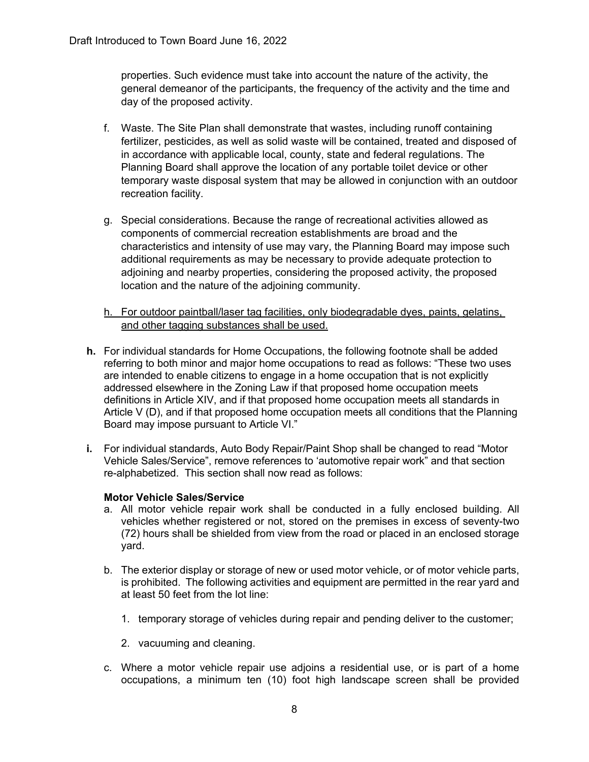properties. Such evidence must take into account the nature of the activity, the general demeanor of the participants, the frequency of the activity and the time and day of the proposed activity.

f. Waste. The Site Plan shall demonstrate that wastes, including runoff containing fertilizer, pesticides, as well as solid waste will be contained, treated and disposed of in accordance with applicable local, county, state and federal regulations. The Planning Board shall approve the location of any portable toilet device or other temporary waste disposal system that may be allowed in conjunction with an outdoor recreation facility.

g. Special considerations. Because the range of recreational activities allowed as components of commercial recreation establishments are broad and the characteristics and intensity of use may vary, the Planning Board may impose such additional requirements as may be necessary to provide adequate protection to adjoining and nearby properties, considering the proposed activity, the proposed location and the nature of the adjoining community.

h. <u>For outdoor paintball/laser tag facilities, only biodegradable dyes, paints, gelatins, and other tagging substances shall be used.</u>

**h.** For individual standards for Home Occupations, the following footnote shall be added referring to both minor and major home occupations to read as follows: "These two uses are intended to enable citizens to engage in a home occupation that is not explicitly addressed elsewhere in the Zoning Law if that proposed home occupation meets definitions in Article XIV, and if that proposed home occupation meets all standards in Article V (D), and if that proposed home occupation meets all conditions that the Planning Board may impose pursuant to Article VI."

**i.** For individual standards, Auto Body Repair/Paint Shop shall be changed to read "Motor Vehicle Sales/Service", remove references to 'automotive repair work" and that section re-alphabetized. This section shall now read as follows:

**Motor Vehicle Sales/Service**

a. All motor vehicle repair work shall be conducted in a fully enclosed building. All vehicles whether registered or not, stored on the premises in excess of seventy-two (72) hours shall be shielded from view from the road or placed in an enclosed storage yard.

b. The exterior display or storage of new or used motor vehicle, or of motor vehicle parts, is prohibited. The following activities and equipment are permitted in the rear yard and at least 50 feet from the lot line:

   1. temporary storage of vehicles during repair and pending deliver to the customer;

   2. vacuuming and cleaning.

c. Where a motor vehicle repair use adjoins a residential use, or is part of a home occupations, a minimum ten (10) foot high landscape screen shall be provided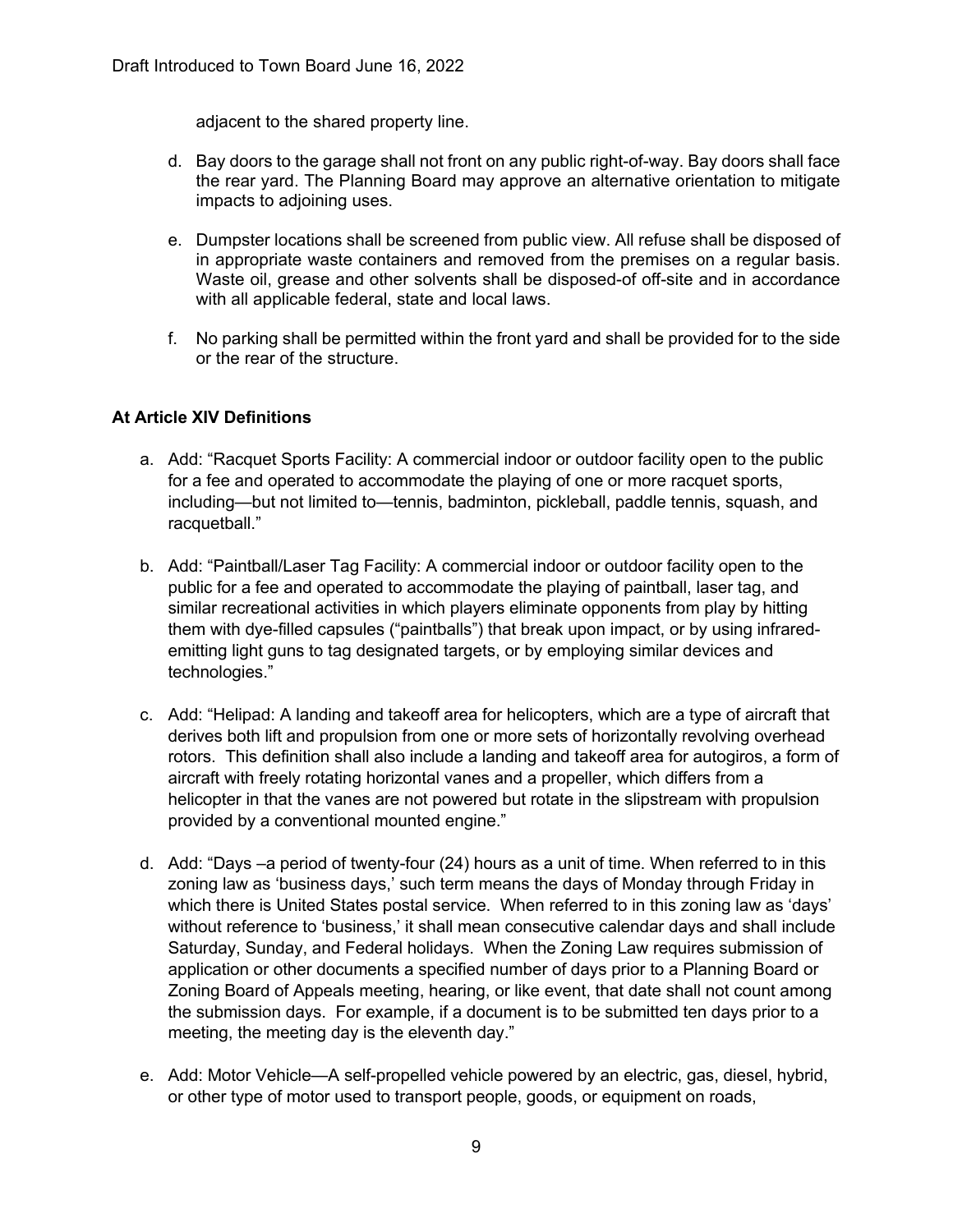adjacent to the shared property line.

d. Bay doors to the garage shall not front on any public right-of-way. Bay doors shall face the rear yard. The Planning Board may approve an alternative orientation to mitigate impacts to adjoining uses.

e. Dumpster locations shall be screened from public view. All refuse shall be disposed of in appropriate waste containers and removed from the premises on a regular basis. Waste oil, grease and other solvents shall be disposed-of off-site and in accordance with all applicable federal, state and local laws.

f. No parking shall be permitted within the front yard and shall be provided for to the side or the rear of the structure.

**At Article XIV Definitions**

a. Add: "Racquet Sports Facility: A commercial indoor or outdoor facility open to the public for a fee and operated to accommodate the playing of one or more racquet sports, including—but not limited to—tennis, badminton, pickleball, paddle tennis, squash, and racquetball."

b. Add: "Paintball/Laser Tag Facility: A commercial indoor or outdoor facility open to the public for a fee and operated to accommodate the playing of paintball, laser tag, and similar recreational activities in which players eliminate opponents from play by hitting them with dye-filled capsules ("paintballs") that break upon impact, or by using infrared-emitting light guns to tag designated targets, or by employing similar devices and technologies."

c. Add: "Helipad: A landing and takeoff area for helicopters, which are a type of aircraft that derives both lift and propulsion from one or more sets of horizontally revolving overhead rotors. This definition shall also include a landing and takeoff area for autogiros, a form of aircraft with freely rotating horizontal vanes and a propeller, which differs from a helicopter in that the vanes are not powered but rotate in the slipstream with propulsion provided by a conventional mounted engine."

d. Add: "Days –a period of twenty-four (24) hours as a unit of time. When referred to in this zoning law as 'business days,' such term means the days of Monday through Friday in which there is United States postal service. When referred to in this zoning law as 'days' without reference to 'business,' it shall mean consecutive calendar days and shall include Saturday, Sunday, and Federal holidays. When the Zoning Law requires submission of application or other documents a specified number of days prior to a Planning Board or Zoning Board of Appeals meeting, hearing, or like event, that date shall not count among the submission days. For example, if a document is to be submitted ten days prior to a meeting, the meeting day is the eleventh day."

e. Add: Motor Vehicle—A self-propelled vehicle powered by an electric, gas, diesel, hybrid, or other type of motor used to transport people, goods, or equipment on roads,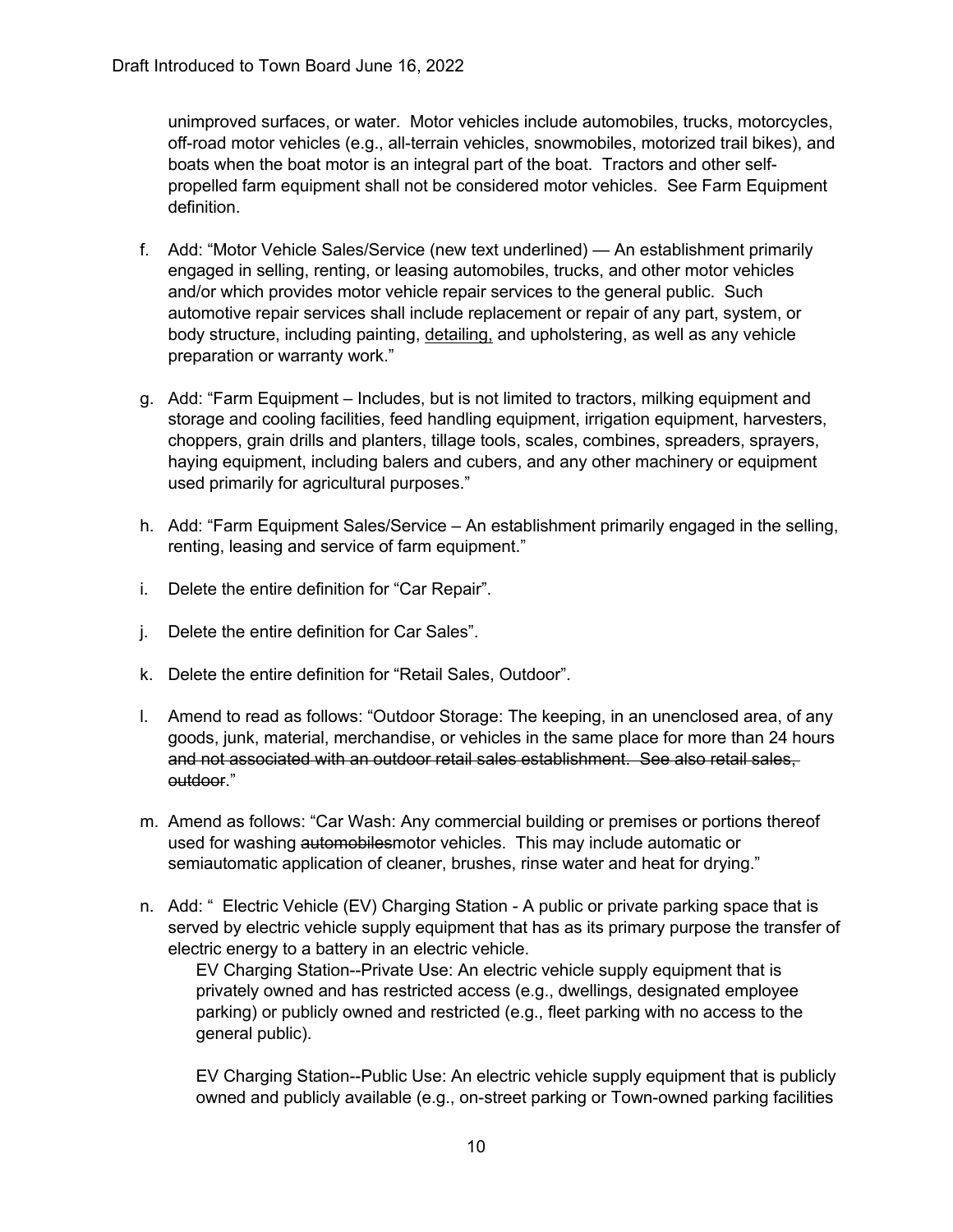unimproved surfaces, or water. Motor vehicles include automobiles, trucks, motorcycles, off-road motor vehicles (e.g., all-terrain vehicles, snowmobiles, motorized trail bikes), and boats when the boat motor is an integral part of the boat. Tractors and other self-propelled farm equipment shall not be considered motor vehicles. See Farm Equipment definition.

f. Add: "Motor Vehicle Sales/Service (new text underlined) — An establishment primarily engaged in selling, renting, or leasing automobiles, trucks, and other motor vehicles and/or which provides motor vehicle repair services to the general public. Such automotive repair services shall include replacement or repair of any part, system, or body structure, including painting, <u>detailing,</u> and upholstering, as well as any vehicle preparation or warranty work."

g. Add: "Farm Equipment – Includes, but is not limited to tractors, milking equipment and storage and cooling facilities, feed handling equipment, irrigation equipment, harvesters, choppers, grain drills and planters, tillage tools, scales, combines, spreaders, sprayers, haying equipment, including balers and cubers, and any other machinery or equipment used primarily for agricultural purposes."

h. Add: "Farm Equipment Sales/Service – An establishment primarily engaged in the selling, renting, leasing and service of farm equipment."

i. Delete the entire definition for "Car Repair".

j. Delete the entire definition for Car Sales".

k. Delete the entire definition for "Retail Sales, Outdoor".

l. Amend to read as follows: "Outdoor Storage: The keeping, in an unenclosed area, of any goods, junk, material, merchandise, or vehicles in the same place for more than 24 hours ~~and not associated with an outdoor retail sales establishment. See also retail sales, outdoor~~."

m. Amend as follows: "Car Wash: Any commercial building or premises or portions thereof used for washing ~~automobiles~~motor vehicles. This may include automatic or semiautomatic application of cleaner, brushes, rinse water and heat for drying."

n. Add: " Electric Vehicle (EV) Charging Station - A public or private parking space that is served by electric vehicle supply equipment that has as its primary purpose the transfer of electric energy to a battery in an electric vehicle.

   EV Charging Station--Private Use: An electric vehicle supply equipment that is privately owned and has restricted access (e.g., dwellings, designated employee parking) or publicly owned and restricted (e.g., fleet parking with no access to the general public).

   EV Charging Station--Public Use: An electric vehicle supply equipment that is publicly owned and publicly available (e.g., on-street parking or Town-owned parking facilities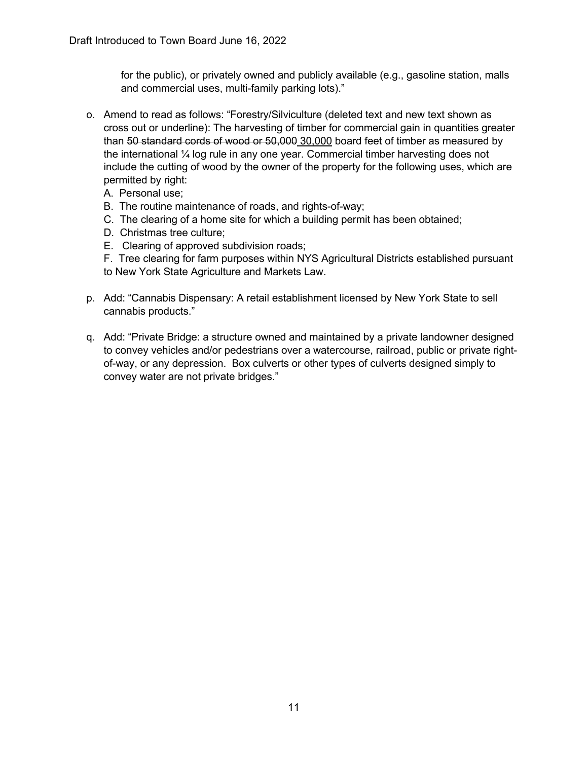for the public), or privately owned and publicly available (e.g., gasoline station, malls and commercial uses, multi-family parking lots)."

o. Amend to read as follows: "Forestry/Silviculture (deleted text and new text shown as cross out or underline): The harvesting of timber for commercial gain in quantities greater than ~~50 standard cords of wood or 50,000~~ <u>30,000</u> board feet of timber as measured by the international ¼ log rule in any one year. Commercial timber harvesting does not include the cutting of wood by the owner of the property for the following uses, which are permitted by right:

A. Personal use;
B. The routine maintenance of roads, and rights-of-way;
C. The clearing of a home site for which a building permit has been obtained;
D. Christmas tree culture;
E. Clearing of approved subdivision roads;
F. Tree clearing for farm purposes within NYS Agricultural Districts established pursuant to New York State Agriculture and Markets Law.

p. Add: "Cannabis Dispensary: A retail establishment licensed by New York State to sell cannabis products."

q. Add: "Private Bridge: a structure owned and maintained by a private landowner designed to convey vehicles and/or pedestrians over a watercourse, railroad, public or private right-of-way, or any depression. Box culverts or other types of culverts designed simply to convey water are not private bridges."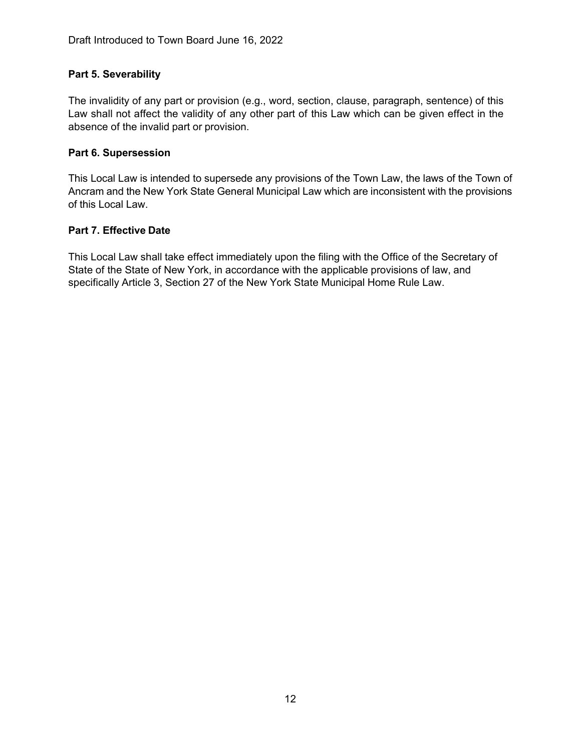**Part 5. Severability**

The invalidity of any part or provision (e.g., word, section, clause, paragraph, sentence) of this Law shall not affect the validity of any other part of this Law which can be given effect in the absence of the invalid part or provision.

**Part 6. Supersession**

This Local Law is intended to supersede any provisions of the Town Law, the laws of the Town of Ancram and the New York State General Municipal Law which are inconsistent with the provisions of this Local Law.

**Part 7. Effective Date**

This Local Law shall take effect immediately upon the filing with the Office of the Secretary of State of the State of New York, in accordance with the applicable provisions of law, and specifically Article 3, Section 27 of the New York State Municipal Home Rule Law.